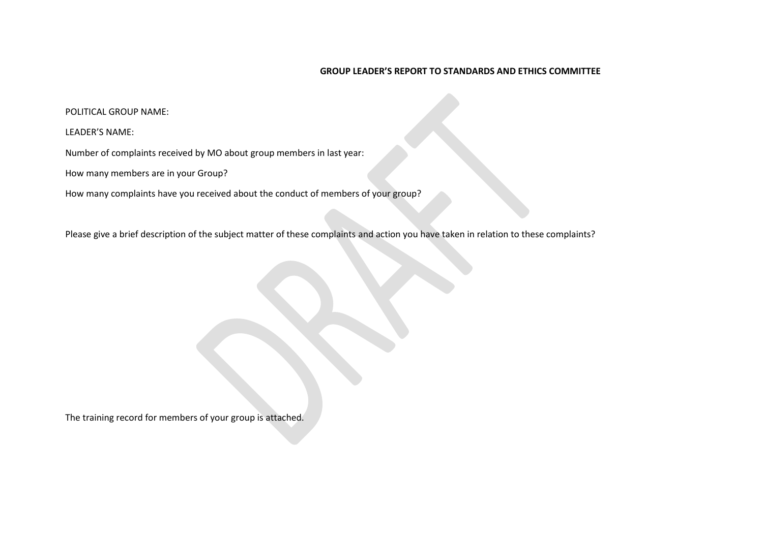**GROUP LEADER'S REPORT TO STANDARDS AND ETHICS COMMITTEE**

POLITICAL GROUP NAME:

LEADER'S NAME:

Number of complaints received by MO about group members in last year:

How many members are in your Group?

How many complaints have you received about the conduct of members of your group?

Please give a brief description of the subject matter of these complaints and action you have taken in relation to these complaints?

The training record for members of your group is attached.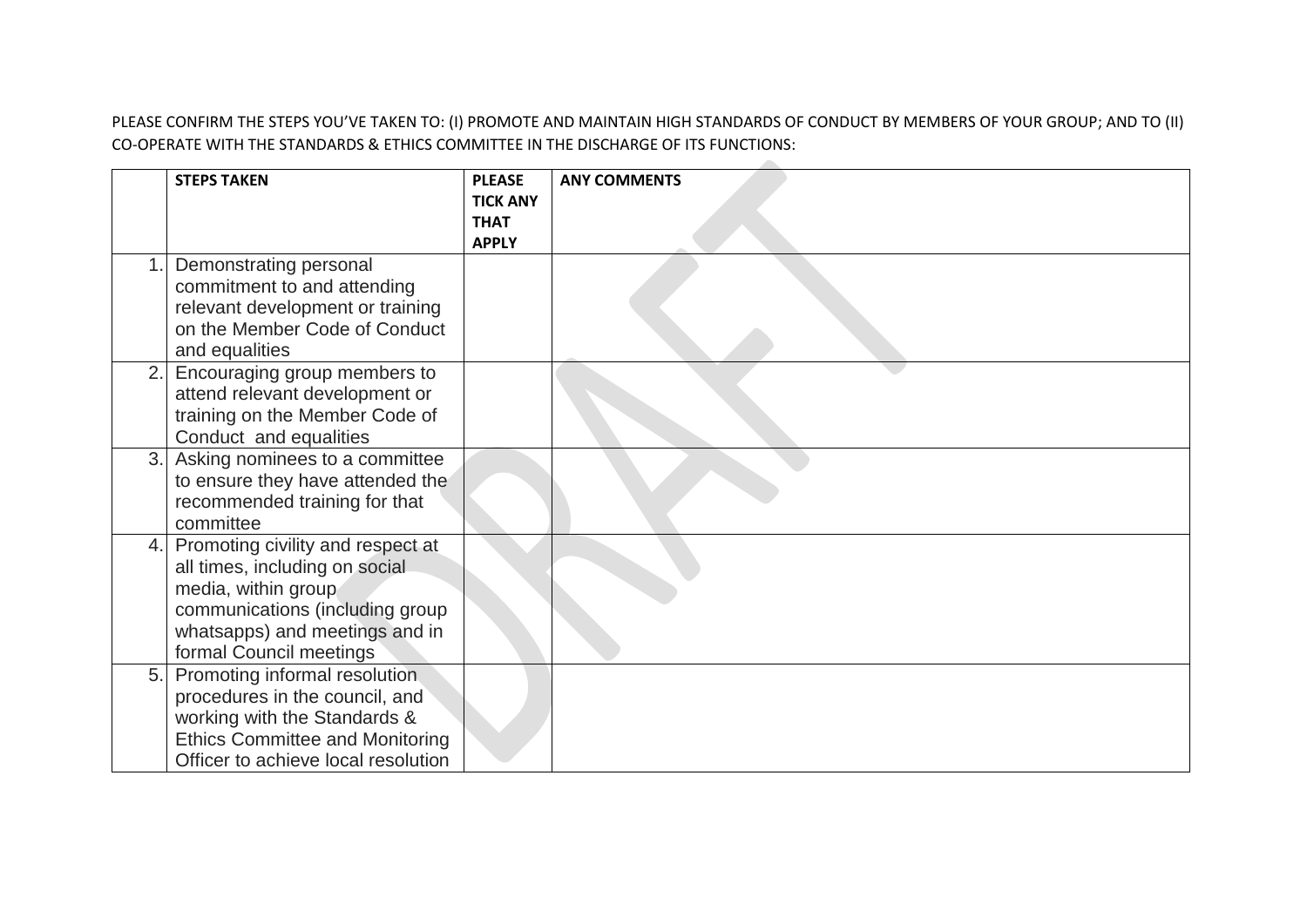PLEASE CONFIRM THE STEPS YOU'VE TAKEN TO: (I) PROMOTE AND MAINTAIN HIGH STANDARDS OF CONDUCT BY MEMBERS OF YOUR GROUP; AND TO (II) CO-OPERATE WITH THE STANDARDS & ETHICS COMMITTEE IN THE DISCHARGE OF ITS FUNCTIONS:

| | **STEPS TAKEN** | **PLEASE TICK ANY THAT APPLY** | **ANY COMMENTS** |
|---|---|---|---|
| 1. | Demonstrating personal commitment to and attending relevant development or training on the Member Code of Conduct and equalities | | |
| 2. | Encouraging group members to attend relevant development or training on the Member Code of Conduct and equalities | | |
| 3. | Asking nominees to a committee to ensure they have attended the recommended training for that committee | | |
| 4. | Promoting civility and respect at all times, including on social media, within group communications (including group whatsapps) and meetings and in formal Council meetings | | |
| 5. | Promoting informal resolution procedures in the council, and working with the Standards & Ethics Committee and Monitoring Officer to achieve local resolution | | |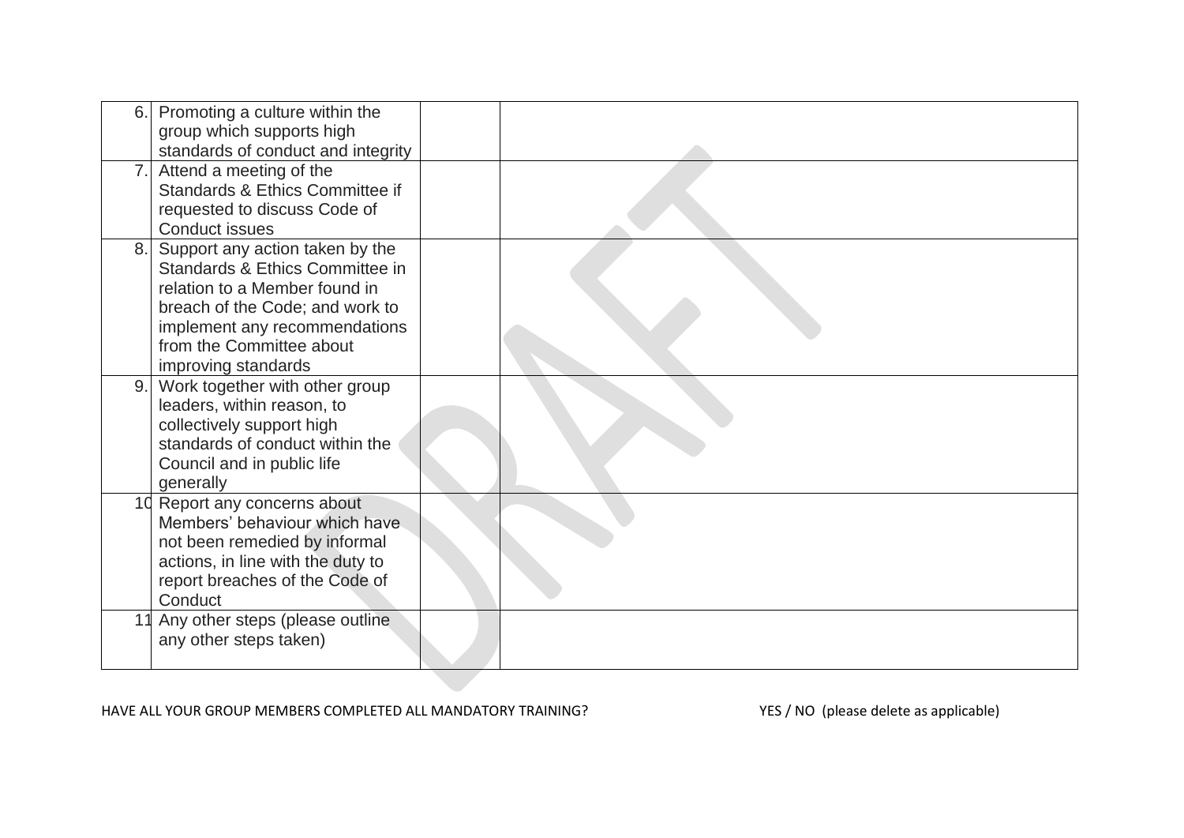| | | | |
|---|---|---|---|
| 6. | Promoting a culture within the group which supports high standards of conduct and integrity | | |
| 7. | Attend a meeting of the Standards & Ethics Committee if requested to discuss Code of Conduct issues | | |
| 8. | Support any action taken by the Standards & Ethics Committee in relation to a Member found in breach of the Code; and work to implement any recommendations from the Committee about improving standards | | |
| 9. | Work together with other group leaders, within reason, to collectively support high standards of conduct within the Council and in public life generally | | |
| 10 | Report any concerns about Members' behaviour which have not been remedied by informal actions, in line with the duty to report breaches of the Code of Conduct | | |
| 11 | Any other steps (please outline any other steps taken) | | |

HAVE ALL YOUR GROUP MEMBERS COMPLETED ALL MANDATORY TRAINING? YES / NO (please delete as applicable)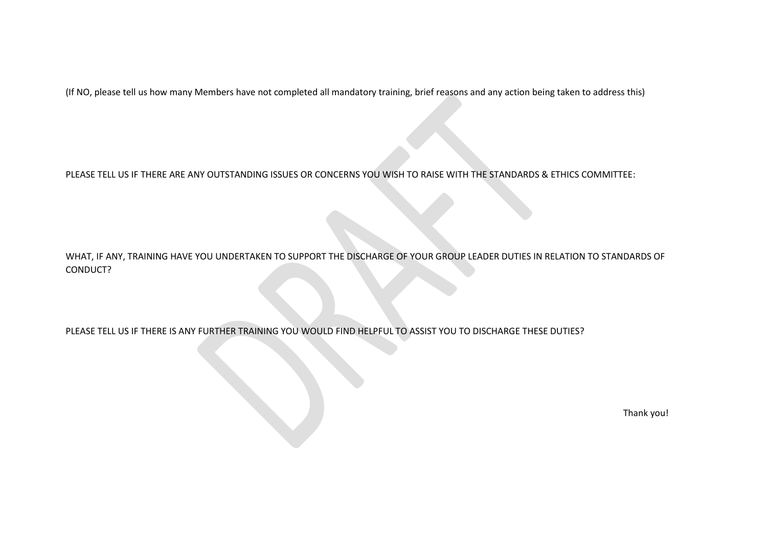(If NO, please tell us how many Members have not completed all mandatory training, brief reasons and any action being taken to address this)

PLEASE TELL US IF THERE ARE ANY OUTSTANDING ISSUES OR CONCERNS YOU WISH TO RAISE WITH THE STANDARDS & ETHICS COMMITTEE:

WHAT, IF ANY, TRAINING HAVE YOU UNDERTAKEN TO SUPPORT THE DISCHARGE OF YOUR GROUP LEADER DUTIES IN RELATION TO STANDARDS OF CONDUCT?

PLEASE TELL US IF THERE IS ANY FURTHER TRAINING YOU WOULD FIND HELPFUL TO ASSIST YOU TO DISCHARGE THESE DUTIES?

Thank you!